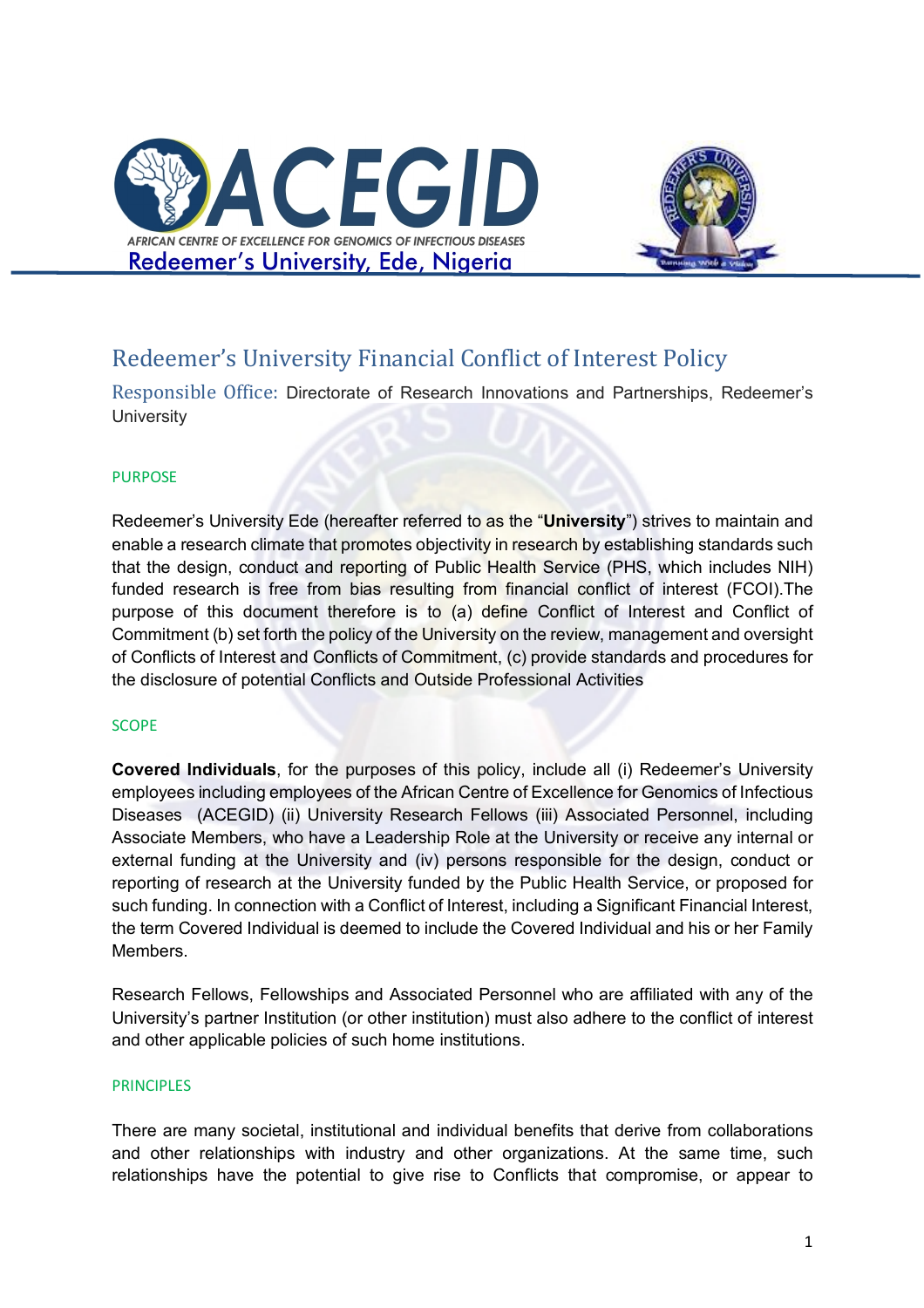ACEGID

AFRICAN CENTRE OF EXCELLENCE FOR GENOMICS OF INFECTIOUS DISEASES

Redeemer's University, Ede, Nigeria

# Redeemer's University Financial Conflict of Interest Policy

Responsible Office: Directorate of Research Innovations and Partnerships, Redeemer's University

## PURPOSE

Redeemer's University Ede (hereafter referred to as the "**University**") strives to maintain and enable a research climate that promotes objectivity in research by establishing standards such that the design, conduct and reporting of Public Health Service (PHS, which includes NIH) funded research is free from bias resulting from financial conflict of interest (FCOI).The purpose of this document therefore is to (a) define Conflict of Interest and Conflict of Commitment (b) set forth the policy of the University on the review, management and oversight of Conflicts of Interest and Conflicts of Commitment, (c) provide standards and procedures for the disclosure of potential Conflicts and Outside Professional Activities

## SCOPE

**Covered Individuals**, for the purposes of this policy, include all (i) Redeemer's University employees including employees of the African Centre of Excellence for Genomics of Infectious Diseases (ACEGID) (ii) University Research Fellows (iii) Associated Personnel, including Associate Members, who have a Leadership Role at the University or receive any internal or external funding at the University and (iv) persons responsible for the design, conduct or reporting of research at the University funded by the Public Health Service, or proposed for such funding. In connection with a Conflict of Interest, including a Significant Financial Interest, the term Covered Individual is deemed to include the Covered Individual and his or her Family Members.

Research Fellows, Fellowships and Associated Personnel who are affiliated with any of the University's partner Institution (or other institution) must also adhere to the conflict of interest and other applicable policies of such home institutions.

## PRINCIPLES

There are many societal, institutional and individual benefits that derive from collaborations and other relationships with industry and other organizations. At the same time, such relationships have the potential to give rise to Conflicts that compromise, or appear to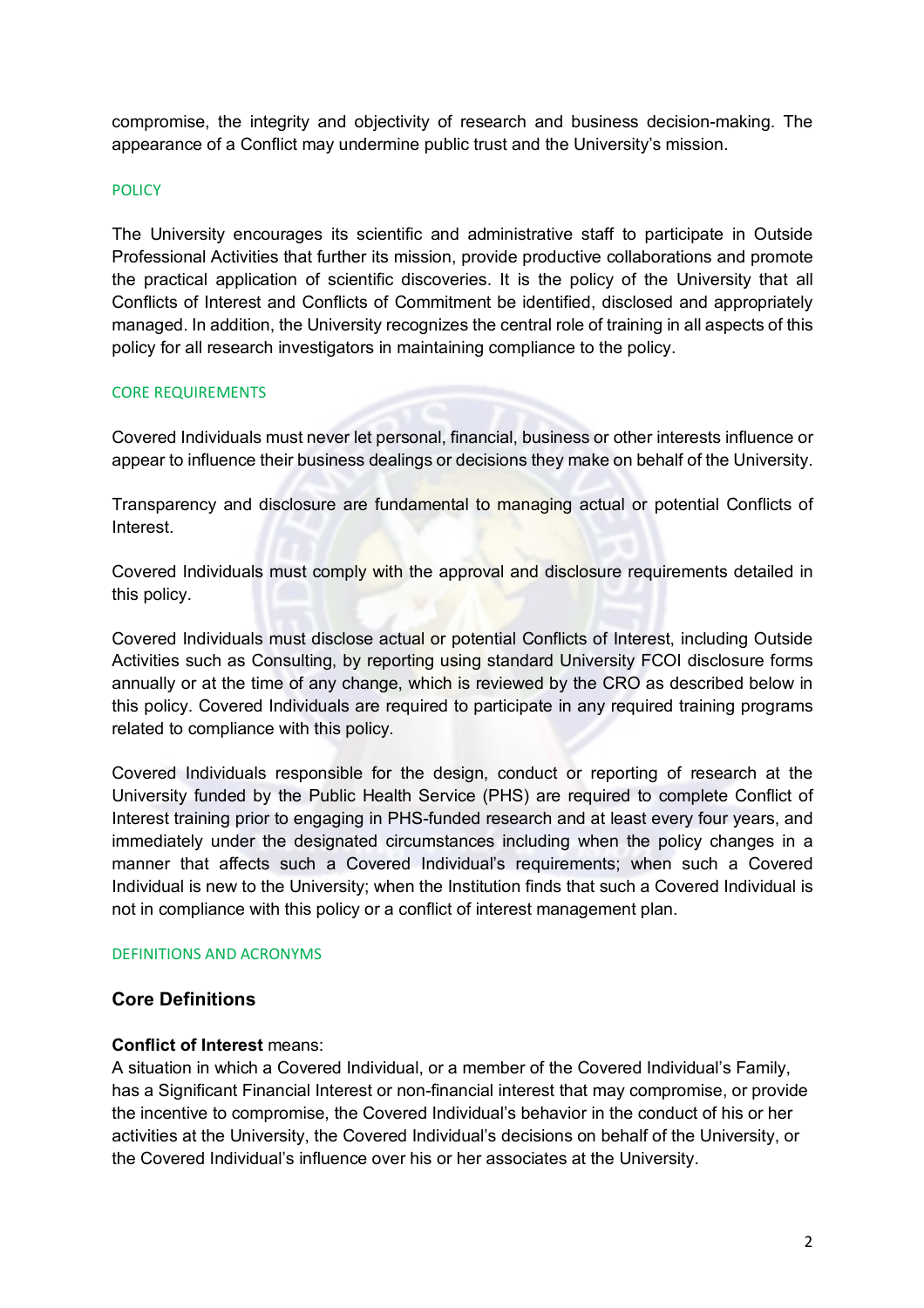compromise, the integrity and objectivity of research and business decision-making. The appearance of a Conflict may undermine public trust and the University's mission.

## POLICY

The University encourages its scientific and administrative staff to participate in Outside Professional Activities that further its mission, provide productive collaborations and promote the practical application of scientific discoveries. It is the policy of the University that all Conflicts of Interest and Conflicts of Commitment be identified, disclosed and appropriately managed. In addition, the University recognizes the central role of training in all aspects of this policy for all research investigators in maintaining compliance to the policy.

## CORE REQUIREMENTS

Covered Individuals must never let personal, financial, business or other interests influence or appear to influence their business dealings or decisions they make on behalf of the University.

Transparency and disclosure are fundamental to managing actual or potential Conflicts of Interest.

Covered Individuals must comply with the approval and disclosure requirements detailed in this policy.

Covered Individuals must disclose actual or potential Conflicts of Interest, including Outside Activities such as Consulting, by reporting using standard University FCOI disclosure forms annually or at the time of any change, which is reviewed by the CRO as described below in this policy. Covered Individuals are required to participate in any required training programs related to compliance with this policy.

Covered Individuals responsible for the design, conduct or reporting of research at the University funded by the Public Health Service (PHS) are required to complete Conflict of Interest training prior to engaging in PHS-funded research and at least every four years, and immediately under the designated circumstances including when the policy changes in a manner that affects such a Covered Individual's requirements; when such a Covered Individual is new to the University; when the Institution finds that such a Covered Individual is not in compliance with this policy or a conflict of interest management plan.

## DEFINITIONS AND ACRONYMS

### Core Definitions

**Conflict of Interest** means:
A situation in which a Covered Individual, or a member of the Covered Individual's Family, has a Significant Financial Interest or non-financial interest that may compromise, or provide the incentive to compromise, the Covered Individual's behavior in the conduct of his or her activities at the University, the Covered Individual's decisions on behalf of the University, or the Covered Individual's influence over his or her associates at the University.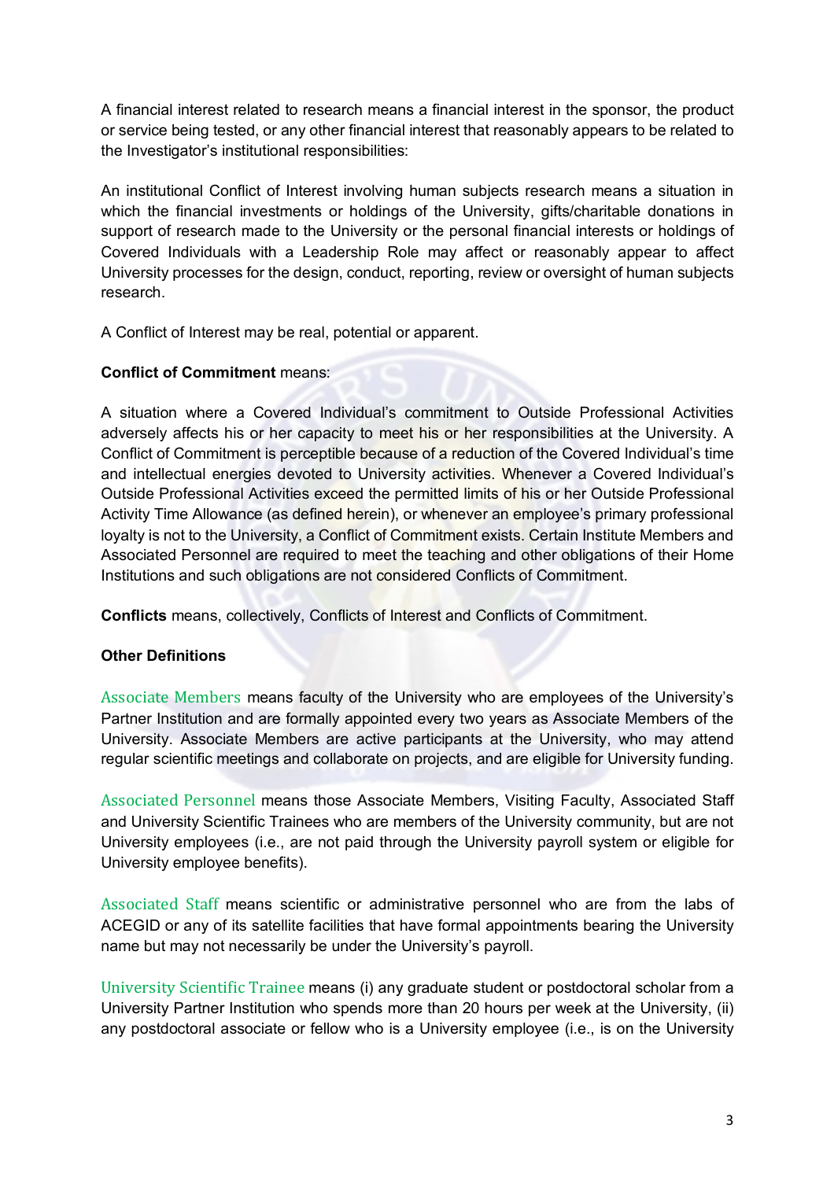A financial interest related to research means a financial interest in the sponsor, the product or service being tested, or any other financial interest that reasonably appears to be related to the Investigator's institutional responsibilities:

An institutional Conflict of Interest involving human subjects research means a situation in which the financial investments or holdings of the University, gifts/charitable donations in support of research made to the University or the personal financial interests or holdings of Covered Individuals with a Leadership Role may affect or reasonably appear to affect University processes for the design, conduct, reporting, review or oversight of human subjects research.

A Conflict of Interest may be real, potential or apparent.

**Conflict of Commitment** means:

A situation where a Covered Individual's commitment to Outside Professional Activities adversely affects his or her capacity to meet his or her responsibilities at the University. A Conflict of Commitment is perceptible because of a reduction of the Covered Individual's time and intellectual energies devoted to University activities. Whenever a Covered Individual's Outside Professional Activities exceed the permitted limits of his or her Outside Professional Activity Time Allowance (as defined herein), or whenever an employee's primary professional loyalty is not to the University, a Conflict of Commitment exists. Certain Institute Members and Associated Personnel are required to meet the teaching and other obligations of their Home Institutions and such obligations are not considered Conflicts of Commitment.

**Conflicts** means, collectively, Conflicts of Interest and Conflicts of Commitment.

**Other Definitions**

Associate Members means faculty of the University who are employees of the University's Partner Institution and are formally appointed every two years as Associate Members of the University. Associate Members are active participants at the University, who may attend regular scientific meetings and collaborate on projects, and are eligible for University funding.

Associated Personnel means those Associate Members, Visiting Faculty, Associated Staff and University Scientific Trainees who are members of the University community, but are not University employees (i.e., are not paid through the University payroll system or eligible for University employee benefits).

Associated Staff means scientific or administrative personnel who are from the labs of ACEGID or any of its satellite facilities that have formal appointments bearing the University name but may not necessarily be under the University's payroll.

University Scientific Trainee means (i) any graduate student or postdoctoral scholar from a University Partner Institution who spends more than 20 hours per week at the University, (ii) any postdoctoral associate or fellow who is a University employee (i.e., is on the University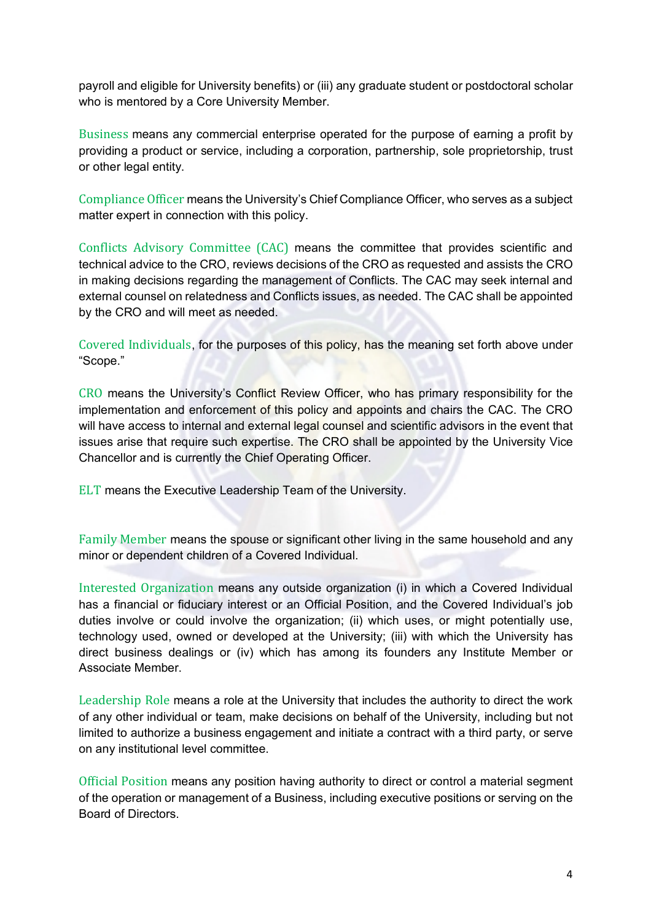payroll and eligible for University benefits) or (iii) any graduate student or postdoctoral scholar who is mentored by a Core University Member.

**Business** means any commercial enterprise operated for the purpose of earning a profit by providing a product or service, including a corporation, partnership, sole proprietorship, trust or other legal entity.

**Compliance Officer** means the University's Chief Compliance Officer, who serves as a subject matter expert in connection with this policy.

**Conflicts Advisory Committee (CAC)** means the committee that provides scientific and technical advice to the CRO, reviews decisions of the CRO as requested and assists the CRO in making decisions regarding the management of Conflicts. The CAC may seek internal and external counsel on relatedness and Conflicts issues, as needed. The CAC shall be appointed by the CRO and will meet as needed.

**Covered Individuals**, for the purposes of this policy, has the meaning set forth above under "Scope."

**CRO** means the University's Conflict Review Officer, who has primary responsibility for the implementation and enforcement of this policy and appoints and chairs the CAC. The CRO will have access to internal and external legal counsel and scientific advisors in the event that issues arise that require such expertise. The CRO shall be appointed by the University Vice Chancellor and is currently the Chief Operating Officer.

**ELT** means the Executive Leadership Team of the University.

**Family Member** means the spouse or significant other living in the same household and any minor or dependent children of a Covered Individual.

**Interested Organization** means any outside organization (i) in which a Covered Individual has a financial or fiduciary interest or an Official Position, and the Covered Individual's job duties involve or could involve the organization; (ii) which uses, or might potentially use, technology used, owned or developed at the University; (iii) with which the University has direct business dealings or (iv) which has among its founders any Institute Member or Associate Member.

**Leadership Role** means a role at the University that includes the authority to direct the work of any other individual or team, make decisions on behalf of the University, including but not limited to authorize a business engagement and initiate a contract with a third party, or serve on any institutional level committee.

**Official Position** means any position having authority to direct or control a material segment of the operation or management of a Business, including executive positions or serving on the Board of Directors.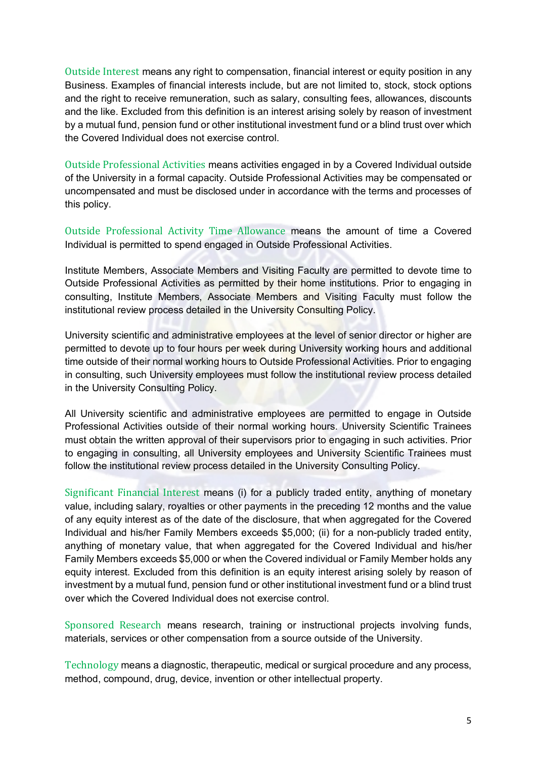**Outside Interest** means any right to compensation, financial interest or equity position in any Business. Examples of financial interests include, but are not limited to, stock, stock options and the right to receive remuneration, such as salary, consulting fees, allowances, discounts and the like. Excluded from this definition is an interest arising solely by reason of investment by a mutual fund, pension fund or other institutional investment fund or a blind trust over which the Covered Individual does not exercise control.

**Outside Professional Activities** means activities engaged in by a Covered Individual outside of the University in a formal capacity. Outside Professional Activities may be compensated or uncompensated and must be disclosed under in accordance with the terms and processes of this policy.

**Outside Professional Activity Time Allowance** means the amount of time a Covered Individual is permitted to spend engaged in Outside Professional Activities.

Institute Members, Associate Members and Visiting Faculty are permitted to devote time to Outside Professional Activities as permitted by their home institutions. Prior to engaging in consulting, Institute Members, Associate Members and Visiting Faculty must follow the institutional review process detailed in the University Consulting Policy.

University scientific and administrative employees at the level of senior director or higher are permitted to devote up to four hours per week during University working hours and additional time outside of their normal working hours to Outside Professional Activities. Prior to engaging in consulting, such University employees must follow the institutional review process detailed in the University Consulting Policy.

All University scientific and administrative employees are permitted to engage in Outside Professional Activities outside of their normal working hours. University Scientific Trainees must obtain the written approval of their supervisors prior to engaging in such activities. Prior to engaging in consulting, all University employees and University Scientific Trainees must follow the institutional review process detailed in the University Consulting Policy.

**Significant Financial Interest** means (i) for a publicly traded entity, anything of monetary value, including salary, royalties or other payments in the preceding 12 months and the value of any equity interest as of the date of the disclosure, that when aggregated for the Covered Individual and his/her Family Members exceeds $5,000; (ii) for a non-publicly traded entity, anything of monetary value, that when aggregated for the Covered Individual and his/her Family Members exceeds $5,000 or when the Covered individual or Family Member holds any equity interest. Excluded from this definition is an equity interest arising solely by reason of investment by a mutual fund, pension fund or other institutional investment fund or a blind trust over which the Covered Individual does not exercise control.

**Sponsored Research** means research, training or instructional projects involving funds, materials, services or other compensation from a source outside of the University.

**Technology** means a diagnostic, therapeutic, medical or surgical procedure and any process, method, compound, drug, device, invention or other intellectual property.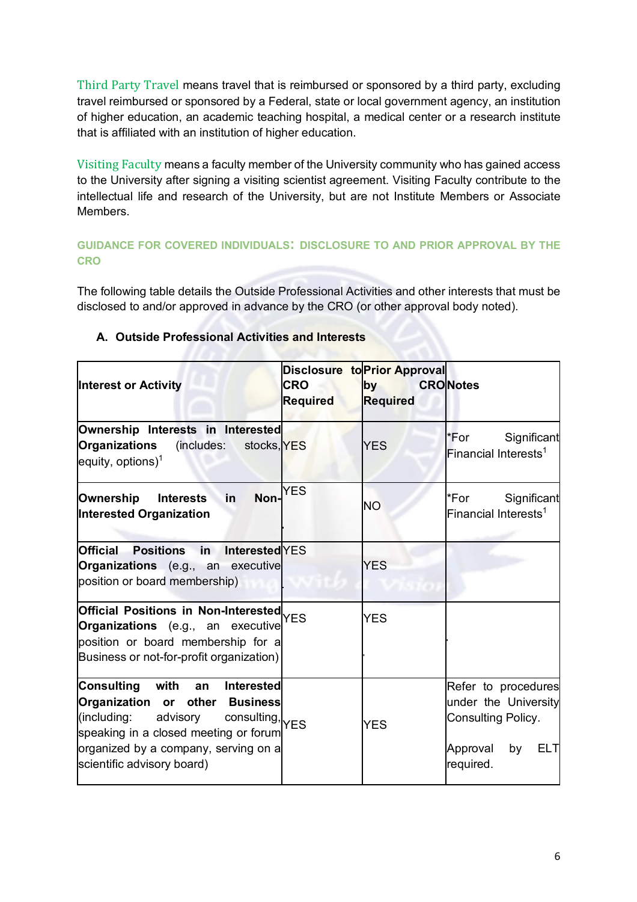**Third Party Travel** means travel that is reimbursed or sponsored by a third party, excluding travel reimbursed or sponsored by a Federal, state or local government agency, an institution of higher education, an academic teaching hospital, a medical center or a research institute that is affiliated with an institution of higher education.

**Visiting Faculty** means a faculty member of the University community who has gained access to the University after signing a visiting scientist agreement. Visiting Faculty contribute to the intellectual life and research of the University, but are not Institute Members or Associate Members.

## GUIDANCE FOR COVERED INDIVIDUALS: DISCLOSURE TO AND PRIOR APPROVAL BY THE CRO

The following table details the Outside Professional Activities and other interests that must be disclosed to and/or approved in advance by the CRO (or other approval body noted).

### A. Outside Professional Activities and Interests

| Interest or Activity | Disclosure to CRO Required | Prior Approval by CRO Required | Notes |
|---|---|---|---|
| **Ownership Interests in Interested Organizations** (includes: stocks, equity, options)[1] | YES | YES | *For Significant Financial Interests[1] |
| **Ownership Interests in Non-Interested Organization** | YES | NO | *For Significant Financial Interests[1] |
| **Official Positions in Interested Organizations** (e.g., an executive position or board membership) | YES | YES | |
| **Official Positions in Non-Interested Organizations** (e.g., an executive position or board membership for a Business or not-for-profit organization) | YES | YES | |
| **Consulting with an Interested Organization or other Business** (including: advisory consulting, speaking in a closed meeting or forum organized by a company, serving on a scientific advisory board) | YES | YES | Refer to procedures under the University Consulting Policy. Approval by ELT required. |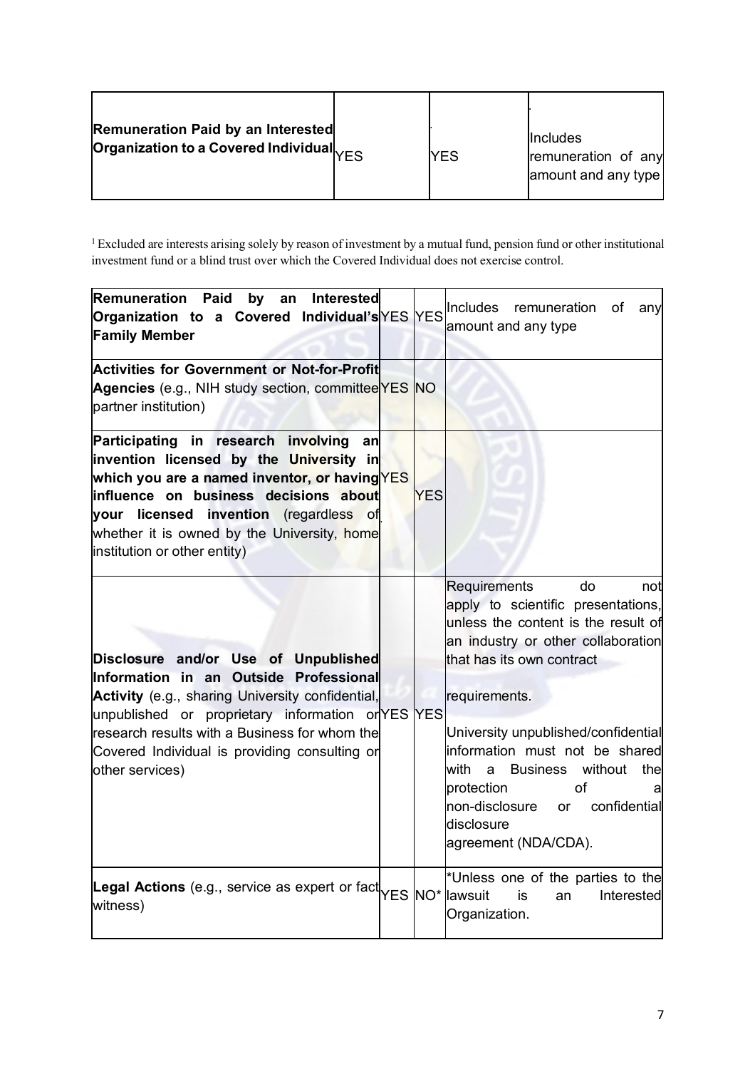| | | | |
|---|---|---|---|
| **Remuneration Paid by an Interested Organization to a Covered Individual** | YES | YES | Includes remuneration of any amount and any type |

[1] Excluded are interests arising solely by reason of investment by a mutual fund, pension fund or other institutional investment fund or a blind trust over which the Covered Individual does not exercise control.

| | | | |
|---|---|---|---|
| **Remuneration Paid by an Interested Organization to a Covered Individual's Family Member** | YES | YES | Includes remuneration of any amount and any type |
| **Activities for Government or Not-for-Profit Agencies** (e.g., NIH study section, committee partner institution) | YES | NO | |
| **Participating in research involving an invention licensed by the University in which you are a named inventor, or having influence on business decisions about your licensed invention** (regardless of whether it is owned by the University, home institution or other entity) | YES | YES | |
| **Disclosure and/or Use of Unpublished Information in an Outside Professional Activity** (e.g., sharing University confidential, unpublished or proprietary information or research results with a Business for whom the Covered Individual is providing consulting or other services) | YES | YES | Requirements do not apply to scientific presentations, unless the content is the result of an industry or other collaboration that has its own contract requirements. University unpublished/confidential information must not be shared with a Business without the protection of a non-disclosure or confidential disclosure agreement (NDA/CDA). |
| **Legal Actions** (e.g., service as expert or fact witness) | YES | NO* | *Unless one of the parties to the lawsuit is an Interested Organization. |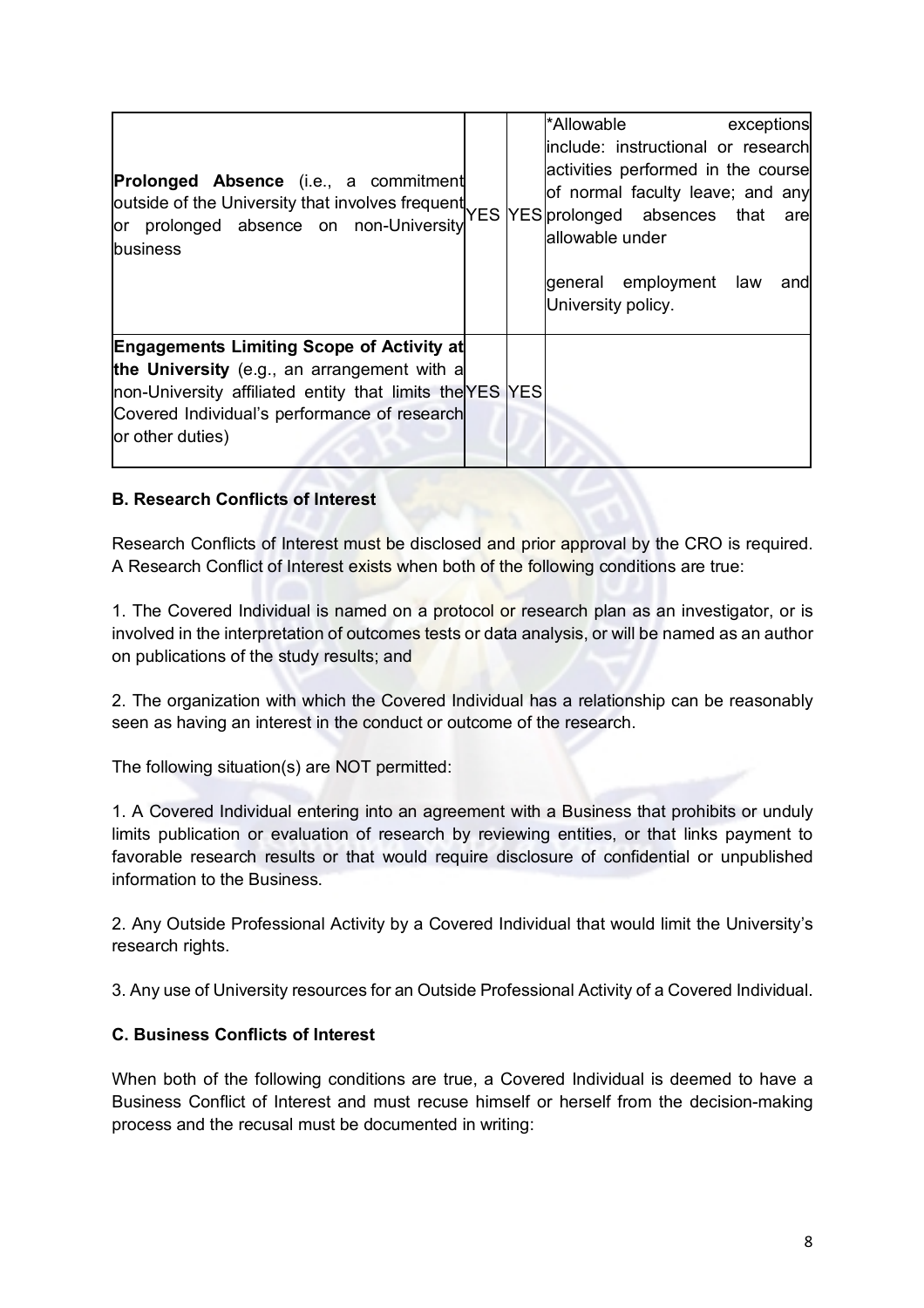| | | | |
|---|---|---|---|
| **Prolonged Absence** (i.e., a commitment outside of the University that involves frequent or prolonged absence on non-University business | YES | YES | *Allowable exceptions include: instructional or research activities performed in the course of normal faculty leave; and any prolonged absences that are allowable under general employment law and University policy. |
| **Engagements Limiting Scope of Activity at the University** (e.g., an arrangement with a non-University affiliated entity that limits the Covered Individual's performance of research or other duties) | YES | YES | |

**B. Research Conflicts of Interest**

Research Conflicts of Interest must be disclosed and prior approval by the CRO is required. A Research Conflict of Interest exists when both of the following conditions are true:

1. The Covered Individual is named on a protocol or research plan as an investigator, or is involved in the interpretation of outcomes tests or data analysis, or will be named as an author on publications of the study results; and

2. The organization with which the Covered Individual has a relationship can be reasonably seen as having an interest in the conduct or outcome of the research.

The following situation(s) are NOT permitted:

1. A Covered Individual entering into an agreement with a Business that prohibits or unduly limits publication or evaluation of research by reviewing entities, or that links payment to favorable research results or that would require disclosure of confidential or unpublished information to the Business.

2. Any Outside Professional Activity by a Covered Individual that would limit the University's research rights.

3. Any use of University resources for an Outside Professional Activity of a Covered Individual.

**C. Business Conflicts of Interest**

When both of the following conditions are true, a Covered Individual is deemed to have a Business Conflict of Interest and must recuse himself or herself from the decision-making process and the recusal must be documented in writing: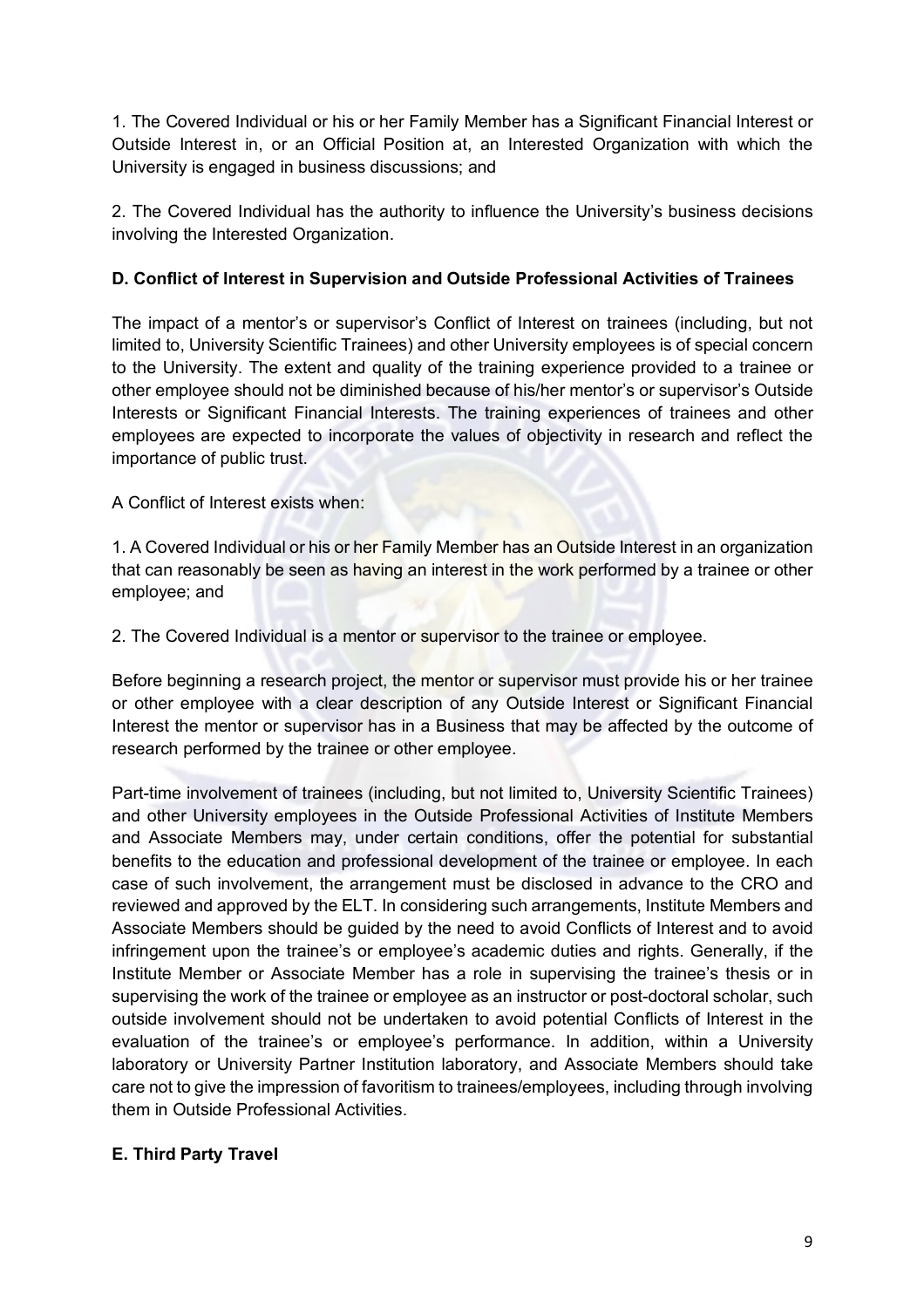1. The Covered Individual or his or her Family Member has a Significant Financial Interest or Outside Interest in, or an Official Position at, an Interested Organization with which the University is engaged in business discussions; and

2. The Covered Individual has the authority to influence the University's business decisions involving the Interested Organization.

**D. Conflict of Interest in Supervision and Outside Professional Activities of Trainees**

The impact of a mentor's or supervisor's Conflict of Interest on trainees (including, but not limited to, University Scientific Trainees) and other University employees is of special concern to the University. The extent and quality of the training experience provided to a trainee or other employee should not be diminished because of his/her mentor's or supervisor's Outside Interests or Significant Financial Interests. The training experiences of trainees and other employees are expected to incorporate the values of objectivity in research and reflect the importance of public trust.

A Conflict of Interest exists when:

1. A Covered Individual or his or her Family Member has an Outside Interest in an organization that can reasonably be seen as having an interest in the work performed by a trainee or other employee; and

2. The Covered Individual is a mentor or supervisor to the trainee or employee.

Before beginning a research project, the mentor or supervisor must provide his or her trainee or other employee with a clear description of any Outside Interest or Significant Financial Interest the mentor or supervisor has in a Business that may be affected by the outcome of research performed by the trainee or other employee.

Part-time involvement of trainees (including, but not limited to, University Scientific Trainees) and other University employees in the Outside Professional Activities of Institute Members and Associate Members may, under certain conditions, offer the potential for substantial benefits to the education and professional development of the trainee or employee. In each case of such involvement, the arrangement must be disclosed in advance to the CRO and reviewed and approved by the ELT. In considering such arrangements, Institute Members and Associate Members should be guided by the need to avoid Conflicts of Interest and to avoid infringement upon the trainee's or employee's academic duties and rights. Generally, if the Institute Member or Associate Member has a role in supervising the trainee's thesis or in supervising the work of the trainee or employee as an instructor or post-doctoral scholar, such outside involvement should not be undertaken to avoid potential Conflicts of Interest in the evaluation of the trainee's or employee's performance. In addition, within a University laboratory or University Partner Institution laboratory, and Associate Members should take care not to give the impression of favoritism to trainees/employees, including through involving them in Outside Professional Activities.

**E. Third Party Travel**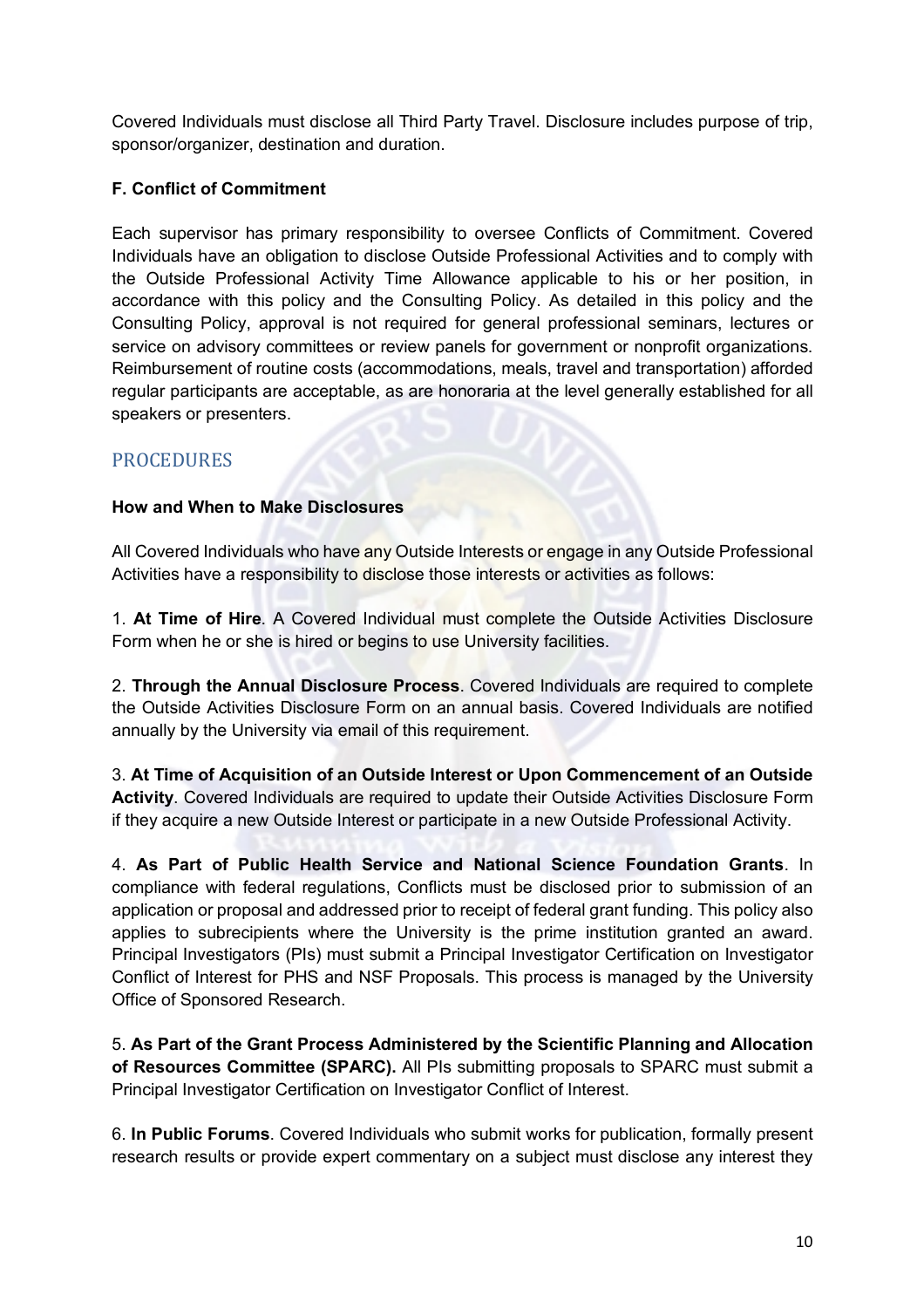Covered Individuals must disclose all Third Party Travel. Disclosure includes purpose of trip, sponsor/organizer, destination and duration.

**F. Conflict of Commitment**

Each supervisor has primary responsibility to oversee Conflicts of Commitment. Covered Individuals have an obligation to disclose Outside Professional Activities and to comply with the Outside Professional Activity Time Allowance applicable to his or her position, in accordance with this policy and the Consulting Policy. As detailed in this policy and the Consulting Policy, approval is not required for general professional seminars, lectures or service on advisory committees or review panels for government or nonprofit organizations. Reimbursement of routine costs (accommodations, meals, travel and transportation) afforded regular participants are acceptable, as are honoraria at the level generally established for all speakers or presenters.

## PROCEDURES

**How and When to Make Disclosures**

All Covered Individuals who have any Outside Interests or engage in any Outside Professional Activities have a responsibility to disclose those interests or activities as follows:

1. **At Time of Hire**. A Covered Individual must complete the Outside Activities Disclosure Form when he or she is hired or begins to use University facilities.

2. **Through the Annual Disclosure Process**. Covered Individuals are required to complete the Outside Activities Disclosure Form on an annual basis. Covered Individuals are notified annually by the University via email of this requirement.

3. **At Time of Acquisition of an Outside Interest or Upon Commencement of an Outside Activity**. Covered Individuals are required to update their Outside Activities Disclosure Form if they acquire a new Outside Interest or participate in a new Outside Professional Activity.

4. **As Part of Public Health Service and National Science Foundation Grants**. In compliance with federal regulations, Conflicts must be disclosed prior to submission of an application or proposal and addressed prior to receipt of federal grant funding. This policy also applies to subrecipients where the University is the prime institution granted an award. Principal Investigators (PIs) must submit a Principal Investigator Certification on Investigator Conflict of Interest for PHS and NSF Proposals. This process is managed by the University Office of Sponsored Research.

5. **As Part of the Grant Process Administered by the Scientific Planning and Allocation of Resources Committee (SPARC).** All PIs submitting proposals to SPARC must submit a Principal Investigator Certification on Investigator Conflict of Interest.

6. **In Public Forums**. Covered Individuals who submit works for publication, formally present research results or provide expert commentary on a subject must disclose any interest they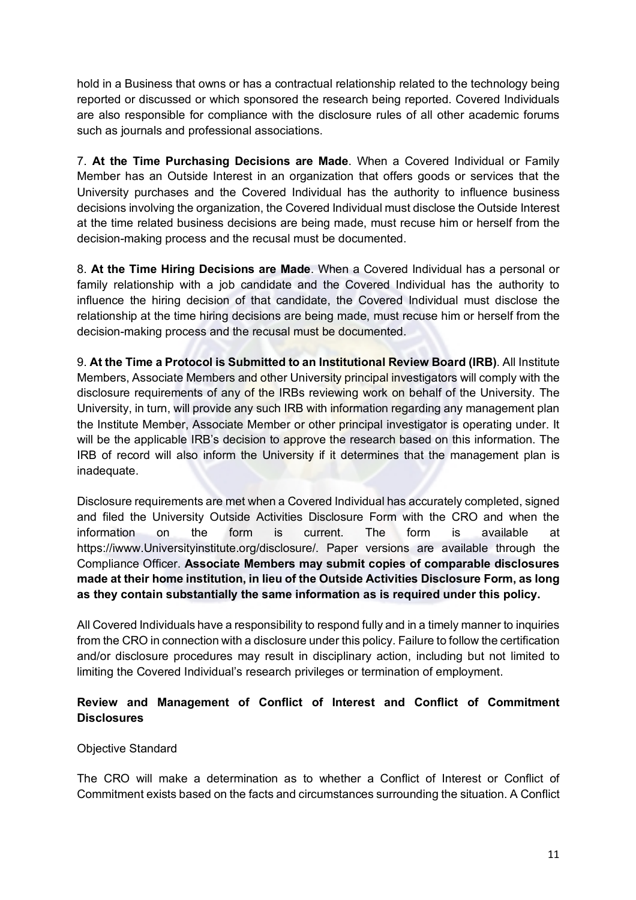hold in a Business that owns or has a contractual relationship related to the technology being reported or discussed or which sponsored the research being reported. Covered Individuals are also responsible for compliance with the disclosure rules of all other academic forums such as journals and professional associations.

7. **At the Time Purchasing Decisions are Made**. When a Covered Individual or Family Member has an Outside Interest in an organization that offers goods or services that the University purchases and the Covered Individual has the authority to influence business decisions involving the organization, the Covered Individual must disclose the Outside Interest at the time related business decisions are being made, must recuse him or herself from the decision-making process and the recusal must be documented.

8. **At the Time Hiring Decisions are Made**. When a Covered Individual has a personal or family relationship with a job candidate and the Covered Individual has the authority to influence the hiring decision of that candidate, the Covered Individual must disclose the relationship at the time hiring decisions are being made, must recuse him or herself from the decision-making process and the recusal must be documented.

9. **At the Time a Protocol is Submitted to an Institutional Review Board (IRB)**. All Institute Members, Associate Members and other University principal investigators will comply with the disclosure requirements of any of the IRBs reviewing work on behalf of the University. The University, in turn, will provide any such IRB with information regarding any management plan the Institute Member, Associate Member or other principal investigator is operating under. It will be the applicable IRB's decision to approve the research based on this information. The IRB of record will also inform the University if it determines that the management plan is inadequate.

Disclosure requirements are met when a Covered Individual has accurately completed, signed and filed the University Outside Activities Disclosure Form with the CRO and when the information on the form is current. The form is available at https://iwww.Universityinstitute.org/disclosure/. Paper versions are available through the Compliance Officer. **Associate Members may submit copies of comparable disclosures made at their home institution, in lieu of the Outside Activities Disclosure Form, as long as they contain substantially the same information as is required under this policy.**

All Covered Individuals have a responsibility to respond fully and in a timely manner to inquiries from the CRO in connection with a disclosure under this policy. Failure to follow the certification and/or disclosure procedures may result in disciplinary action, including but not limited to limiting the Covered Individual's research privileges or termination of employment.

## Review and Management of Conflict of Interest and Conflict of Commitment Disclosures

Objective Standard

The CRO will make a determination as to whether a Conflict of Interest or Conflict of Commitment exists based on the facts and circumstances surrounding the situation. A Conflict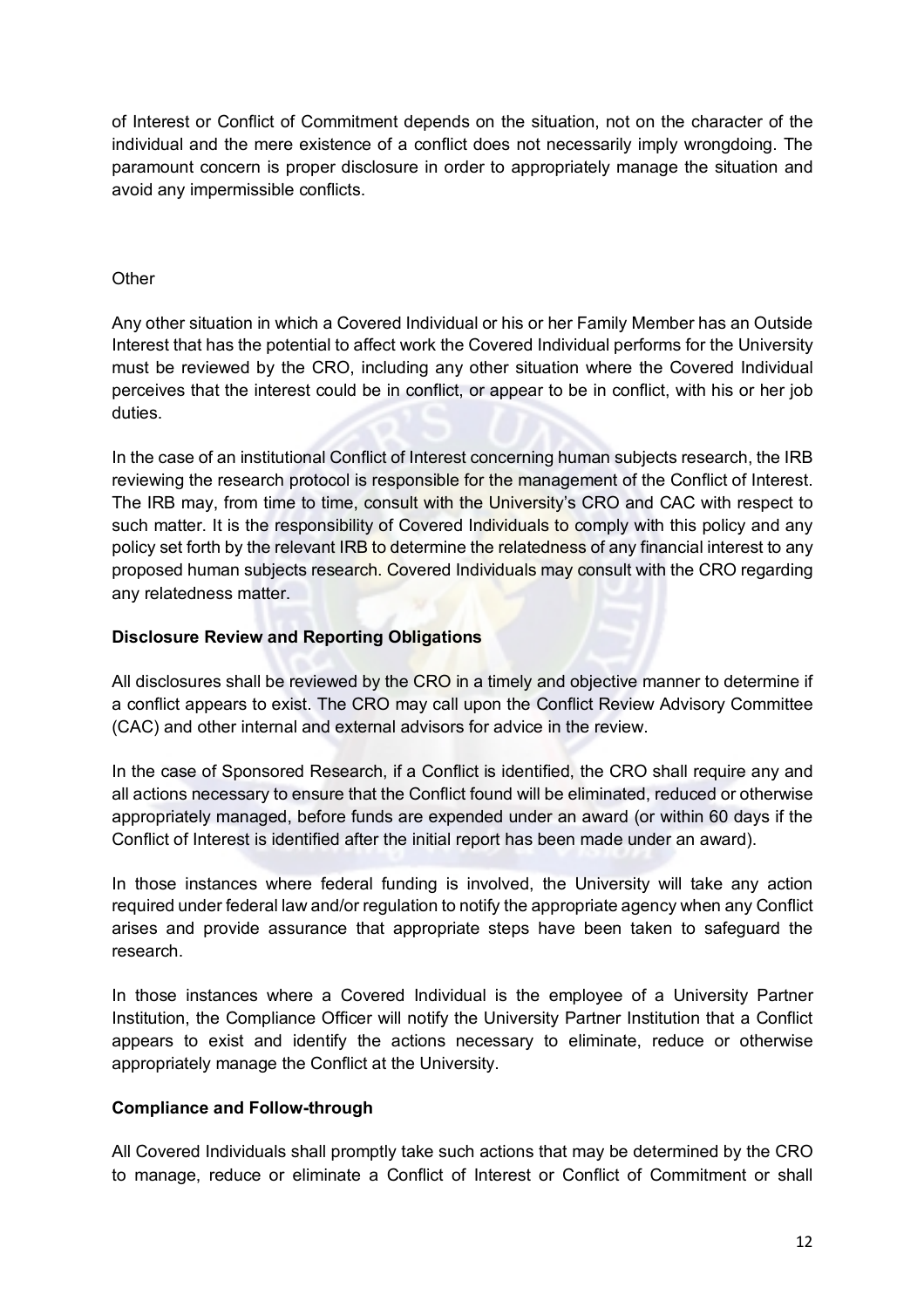of Interest or Conflict of Commitment depends on the situation, not on the character of the individual and the mere existence of a conflict does not necessarily imply wrongdoing. The paramount concern is proper disclosure in order to appropriately manage the situation and avoid any impermissible conflicts.

Other

Any other situation in which a Covered Individual or his or her Family Member has an Outside Interest that has the potential to affect work the Covered Individual performs for the University must be reviewed by the CRO, including any other situation where the Covered Individual perceives that the interest could be in conflict, or appear to be in conflict, with his or her job duties.

In the case of an institutional Conflict of Interest concerning human subjects research, the IRB reviewing the research protocol is responsible for the management of the Conflict of Interest. The IRB may, from time to time, consult with the University's CRO and CAC with respect to such matter. It is the responsibility of Covered Individuals to comply with this policy and any policy set forth by the relevant IRB to determine the relatedness of any financial interest to any proposed human subjects research. Covered Individuals may consult with the CRO regarding any relatedness matter.

**Disclosure Review and Reporting Obligations**

All disclosures shall be reviewed by the CRO in a timely and objective manner to determine if a conflict appears to exist. The CRO may call upon the Conflict Review Advisory Committee (CAC) and other internal and external advisors for advice in the review.

In the case of Sponsored Research, if a Conflict is identified, the CRO shall require any and all actions necessary to ensure that the Conflict found will be eliminated, reduced or otherwise appropriately managed, before funds are expended under an award (or within 60 days if the Conflict of Interest is identified after the initial report has been made under an award).

In those instances where federal funding is involved, the University will take any action required under federal law and/or regulation to notify the appropriate agency when any Conflict arises and provide assurance that appropriate steps have been taken to safeguard the research.

In those instances where a Covered Individual is the employee of a University Partner Institution, the Compliance Officer will notify the University Partner Institution that a Conflict appears to exist and identify the actions necessary to eliminate, reduce or otherwise appropriately manage the Conflict at the University.

**Compliance and Follow-through**

All Covered Individuals shall promptly take such actions that may be determined by the CRO to manage, reduce or eliminate a Conflict of Interest or Conflict of Commitment or shall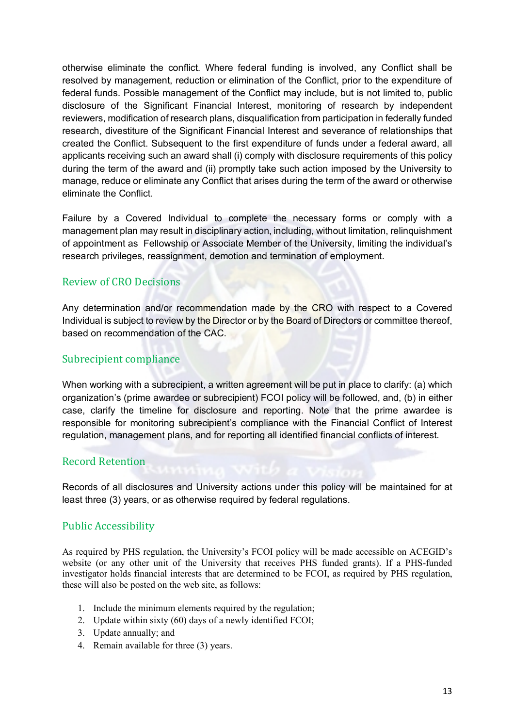otherwise eliminate the conflict. Where federal funding is involved, any Conflict shall be resolved by management, reduction or elimination of the Conflict, prior to the expenditure of federal funds. Possible management of the Conflict may include, but is not limited to, public disclosure of the Significant Financial Interest, monitoring of research by independent reviewers, modification of research plans, disqualification from participation in federally funded research, divestiture of the Significant Financial Interest and severance of relationships that created the Conflict. Subsequent to the first expenditure of funds under a federal award, all applicants receiving such an award shall (i) comply with disclosure requirements of this policy during the term of the award and (ii) promptly take such action imposed by the University to manage, reduce or eliminate any Conflict that arises during the term of the award or otherwise eliminate the Conflict.

Failure by a Covered Individual to complete the necessary forms or comply with a management plan may result in disciplinary action, including, without limitation, relinquishment of appointment as Fellowship or Associate Member of the University, limiting the individual's research privileges, reassignment, demotion and termination of employment.

## Review of CRO Decisions

Any determination and/or recommendation made by the CRO with respect to a Covered Individual is subject to review by the Director or by the Board of Directors or committee thereof, based on recommendation of the CAC.

## Subrecipient compliance

When working with a subrecipient, a written agreement will be put in place to clarify: (a) which organization's (prime awardee or subrecipient) FCOI policy will be followed, and, (b) in either case, clarify the timeline for disclosure and reporting. Note that the prime awardee is responsible for monitoring subrecipient's compliance with the Financial Conflict of Interest regulation, management plans, and for reporting all identified financial conflicts of interest.

## Record Retention

Records of all disclosures and University actions under this policy will be maintained for at least three (3) years, or as otherwise required by federal regulations.

## Public Accessibility

As required by PHS regulation, the University's FCOI policy will be made accessible on ACEGID's website (or any other unit of the University that receives PHS funded grants). If a PHS-funded investigator holds financial interests that are determined to be FCOI, as required by PHS regulation, these will also be posted on the web site, as follows:

1. Include the minimum elements required by the regulation;
2. Update within sixty (60) days of a newly identified FCOI;
3. Update annually; and
4. Remain available for three (3) years.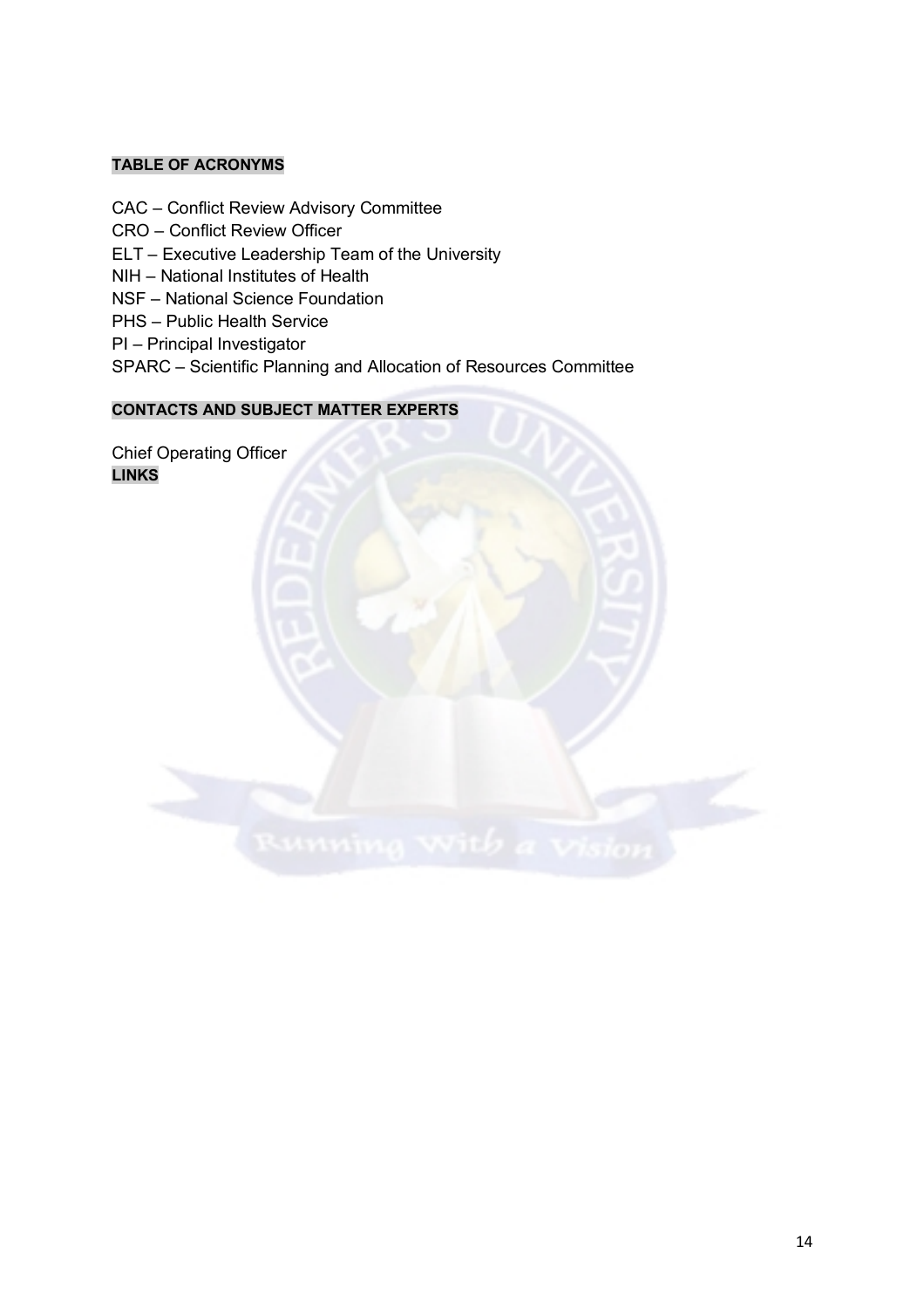**TABLE OF ACRONYMS**

CAC – Conflict Review Advisory Committee
CRO – Conflict Review Officer
ELT – Executive Leadership Team of the University
NIH – National Institutes of Health
NSF – National Science Foundation
PHS – Public Health Service
PI – Principal Investigator
SPARC – Scientific Planning and Allocation of Resources Committee

**CONTACTS AND SUBJECT MATTER EXPERTS**

Chief Operating Officer

**LINKS**